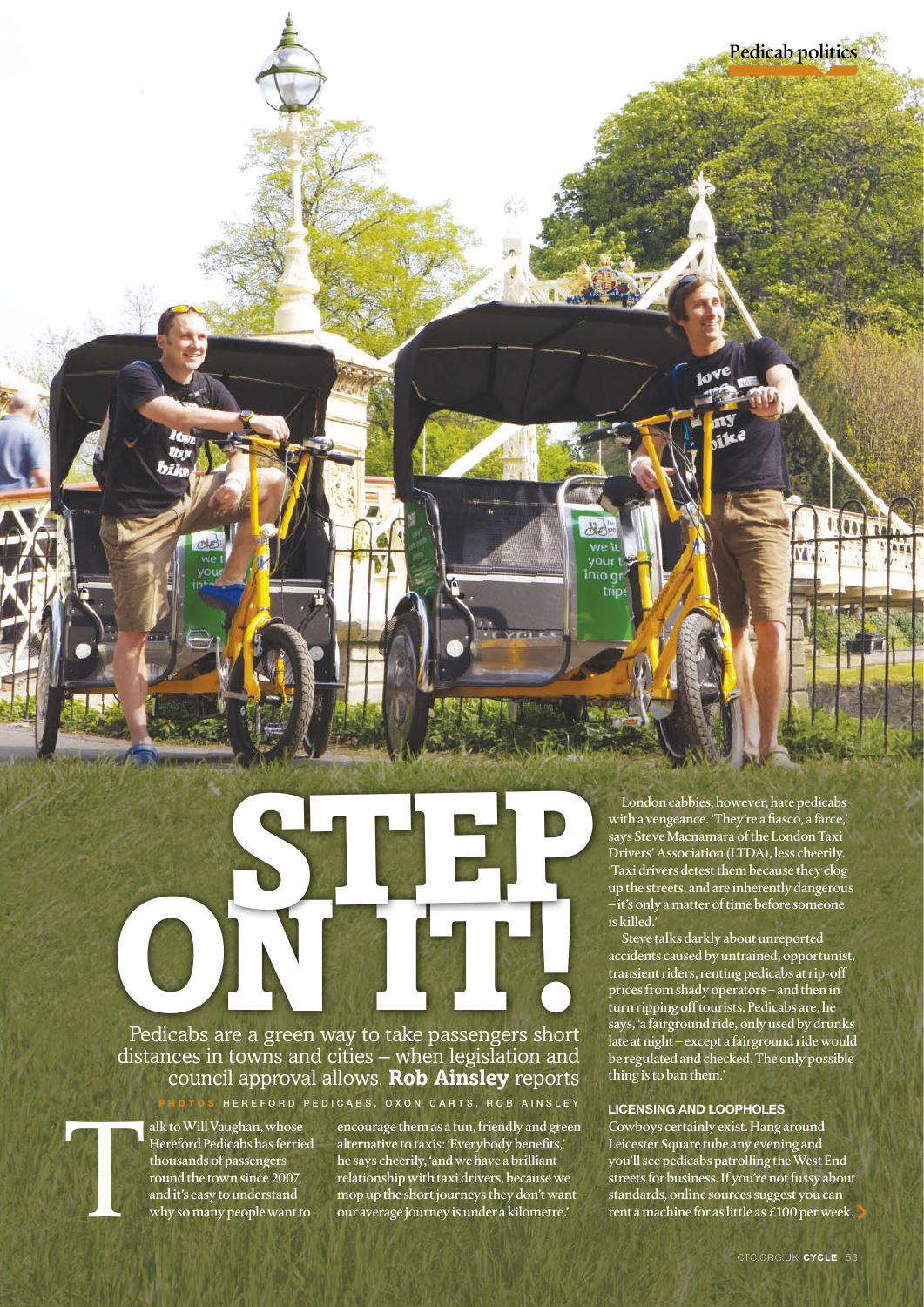# STEP ON IT!

Pedicabs are a green way to take passengers short distances in towns and cities – when legislation and council approval allows. **Rob Ainsley** reports

PHOTOS HEREFORD PEDICABS, OXON CARTS, ROB AINSLEY

Talk to Will Vaughan, whose Hereford Pedicabs has ferried thousands of passengers round the town since 2007, and it's easy to understand why so many people want to encourage them as a fun, friendly and green alternative to taxis: 'Everybody benefits,' he says cheerily, 'and we have a brilliant relationship with taxi drivers, because we mop up the short journeys they don't want – our average journey is under a kilometre.'

London cabbies, however, hate pedicabs with a vengeance. 'They're a fiasco, a farce,' says Steve Macnamara of the London Taxi Drivers' Association (LTDA), less cheerily. 'Taxi drivers detest them because they clog up the streets, and are inherently dangerous – it's only a matter of time before someone is killed.'

Steve talks darkly about unreported accidents caused by untrained, opportunist, transient riders, renting pedicabs at rip-off prices from shady operators – and then in turn ripping off tourists. Pedicabs are, he says, 'a fairground ride, only used by drunks late at night – except a fairground ride would be regulated and checked. The only possible thing is to ban them.'

### LICENSING AND LOOPHOLES

Cowboys certainly exist. Hang around Leicester Square tube any evening and you'll see pedicabs patrolling the West End streets for business. If you're not fussy about standards, online sources suggest you can rent a machine for as little as £100 per week.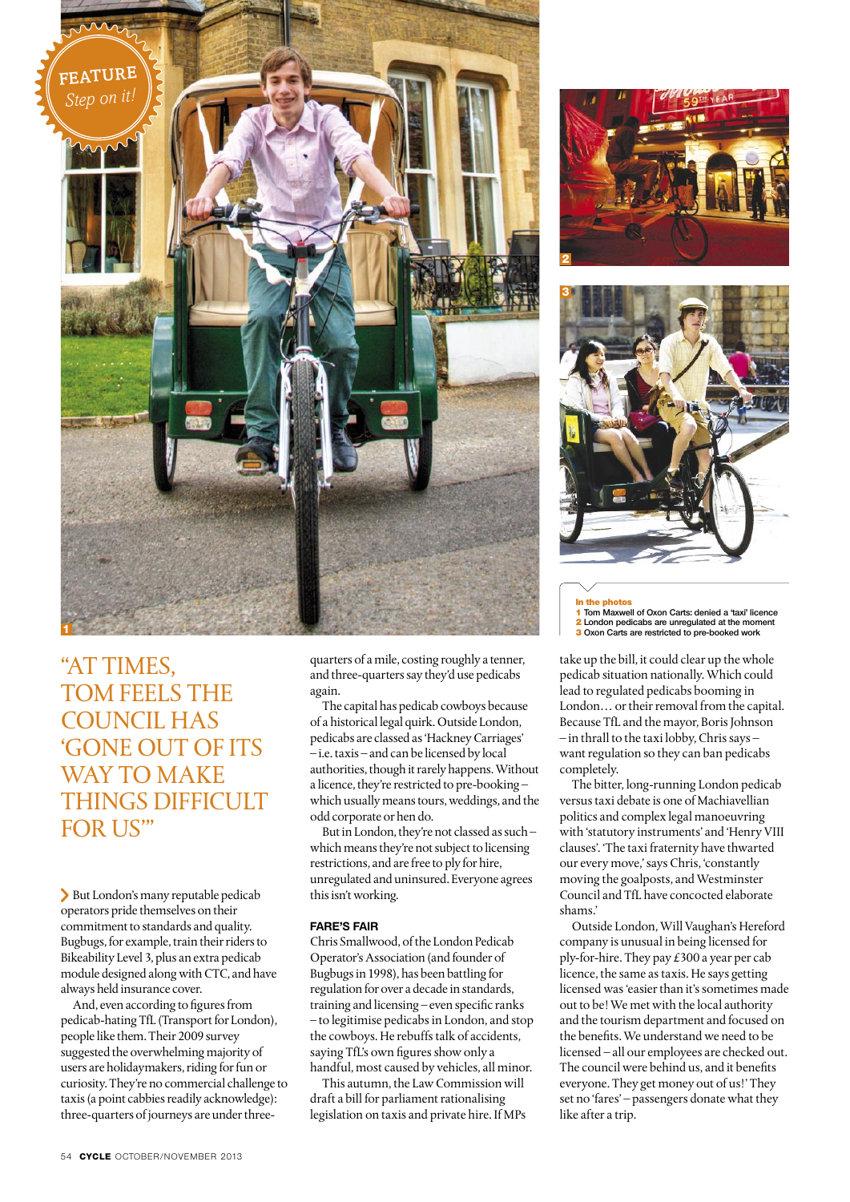FEATURE
*Step on it!*

In the photos
1 Tom Maxwell of Oxon Carts: denied a 'taxi' licence
2 London pedicabs are unregulated at the moment
3 Oxon Carts are restricted to pre-booked work

## "AT TIMES, TOM FEELS THE COUNCIL HAS 'GONE OUT OF ITS WAY TO MAKE THINGS DIFFICULT FOR US'"

But London's many reputable pedicab operators pride themselves on their commitment to standards and quality. Bugbugs, for example, train their riders to Bikeability Level 3, plus an extra pedicab module designed along with CTC, and have always held insurance cover.

And, even according to figures from pedicab-hating TfL (Transport for London), people like them. Their 2009 survey suggested the overwhelming majority of users are holidaymakers, riding for fun or curiosity. They're no commercial challenge to taxis (a point cabbies readily acknowledge): three-quarters of journeys are under three-quarters of a mile, costing roughly a tenner, and three-quarters say they'd use pedicabs again.

The capital has pedicab cowboys because of a historical legal quirk. Outside London, pedicabs are classed as 'Hackney Carriages' – i.e. taxis – and can be licensed by local authorities, though it rarely happens. Without a licence, they're restricted to pre-booking – which usually means tours, weddings, and the odd corporate or hen do.

But in London, they're not classed as such – which means they're not subject to licensing restrictions, and are free to ply for hire, unregulated and uninsured. Everyone agrees this isn't working.

### FARE'S FAIR

Chris Smallwood, of the London Pedicab Operator's Association (and founder of Bugbugs in 1998), has been battling for regulation for over a decade in standards, training and licensing – even specific ranks – to legitimise pedicabs in London, and stop the cowboys. He rebuffs talk of accidents, saying TfL's own figures show only a handful, most caused by vehicles, all minor.

This autumn, the Law Commission will draft a bill for parliament rationalising legislation on taxis and private hire. If MPs take up the bill, it could clear up the whole pedicab situation nationally. Which could lead to regulated pedicabs booming in London… or their removal from the capital. Because TfL and the mayor, Boris Johnson – in thrall to the taxi lobby, Chris says – want regulation so they can ban pedicabs completely.

The bitter, long-running London pedicab versus taxi debate is one of Machiavellian politics and complex legal manoeuvring with 'statutory instruments' and 'Henry VIII clauses'. 'The taxi fraternity have thwarted our every move,' says Chris, 'constantly moving the goalposts, and Westminster Council and TfL have concocted elaborate shams.'

Outside London, Will Vaughan's Hereford company is unusual in being licensed for ply-for-hire. They pay £300 a year per cab licence, the same as taxis. He says getting licensed was 'easier than it's sometimes made out to be! We met with the local authority and the tourism department and focused on the benefits. We understand we need to be licensed – all our employees are checked out. The council were behind us, and it benefits everyone. They get money out of us!' They set no 'fares' – passengers donate what they like after a trip.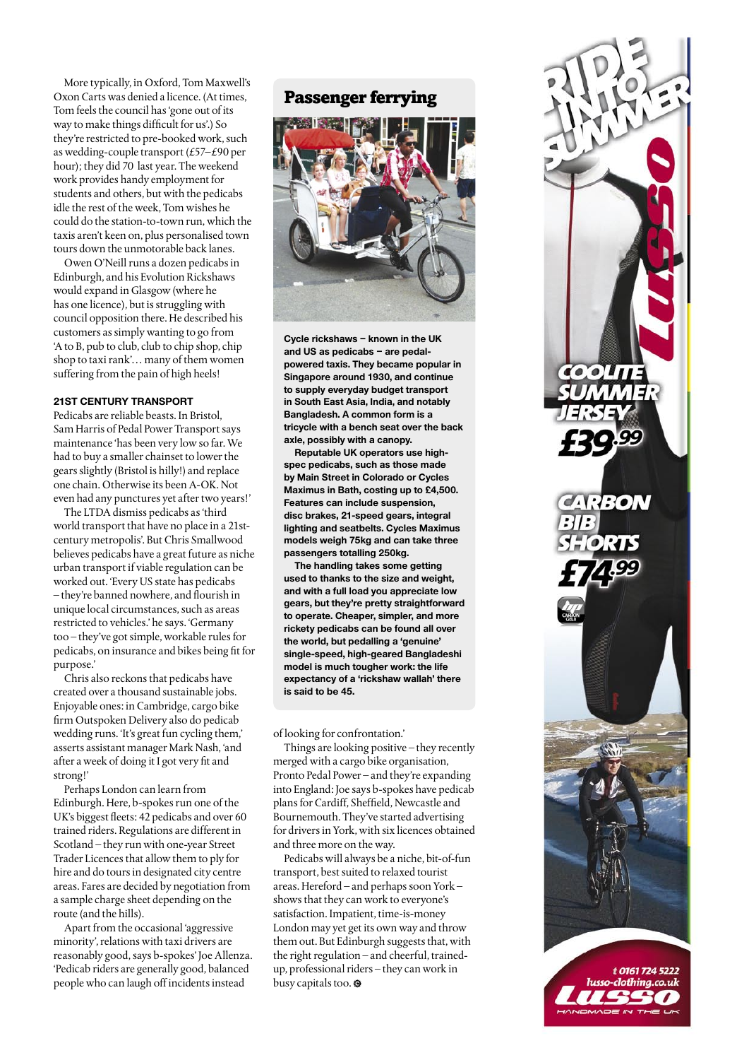More typically, in Oxford, Tom Maxwell's Oxon Carts was denied a licence. (At times, Tom feels the council has 'gone out of its way to make things difficult for us'.) So they're restricted to pre-booked work, such as wedding-couple transport (£57–£90 per hour); they did 70 last year. The weekend work provides handy employment for students and others, but with the pedicabs idle the rest of the week, Tom wishes he could do the station-to-town run, which the taxis aren't keen on, plus personalised town tours down the unmotorable back lanes.

Owen O'Neill runs a dozen pedicabs in Edinburgh, and his Evolution Rickshaws would expand in Glasgow (where he has one licence), but is struggling with council opposition there. He described his customers as simply wanting to go from 'A to B, pub to club, club to chip shop, chip shop to taxi rank'… many of them women suffering from the pain of high heels!

### 21ST CENTURY TRANSPORT

Pedicabs are reliable beasts. In Bristol, Sam Harris of Pedal Power Transport says maintenance 'has been very low so far. We had to buy a smaller chainset to lower the gears slightly (Bristol is hilly!) and replace one chain. Otherwise its been A-OK. Not even had any punctures yet after two years!'

The LTDA dismiss pedicabs as 'third world transport that have no place in a 21st-century metropolis'. But Chris Smallwood believes pedicabs have a great future as niche urban transport if viable regulation can be worked out. 'Every US state has pedicabs – they're banned nowhere, and flourish in unique local circumstances, such as areas restricted to vehicles.' he says. 'Germany too – they've got simple, workable rules for pedicabs, on insurance and bikes being fit for purpose.'

Chris also reckons that pedicabs have created over a thousand sustainable jobs. Enjoyable ones: in Cambridge, cargo bike firm Outspoken Delivery also do pedicab wedding runs. 'It's great fun cycling them,' asserts assistant manager Mark Nash, 'and after a week of doing it I got very fit and strong!'

Perhaps London can learn from Edinburgh. Here, b-spokes run one of the UK's biggest fleets: 42 pedicabs and over 60 trained riders. Regulations are different in Scotland – they run with one-year Street Trader Licences that allow them to ply for hire and do tours in designated city centre areas. Fares are decided by negotiation from a sample charge sheet depending on the route (and the hills).

Apart from the occasional 'aggressive minority', relations with taxi drivers are reasonably good, says b-spokes' Joe Allenza. 'Pedicab riders are generally good, balanced people who can laugh off incidents instead of looking for confrontation.'

Things are looking positive – they recently merged with a cargo bike organisation, Pronto Pedal Power – and they're expanding into England: Joe says b-spokes have pedicab plans for Cardiff, Sheffield, Newcastle and Bournemouth. They've started advertising for drivers in York, with six licences obtained and three more on the way.

Pedicabs will always be a niche, bit-of-fun transport, best suited to relaxed tourist areas. Hereford – and perhaps soon York – shows that they can work to everyone's satisfaction. Impatient, time-is-money London may yet get its own way and throw them out. But Edinburgh suggests that, with the right regulation – and cheerful, trained-up, professional riders – they can work in busy capitals too.

## Passenger ferrying

**Cycle rickshaws – known in the UK and US as pedicabs – are pedal-powered taxis. They became popular in Singapore around 1930, and continue to supply everyday budget transport in South East Asia, India, and notably Bangladesh. A common form is a tricycle with a bench seat over the back axle, possibly with a canopy.**

**Reputable UK operators use high-spec pedicabs, such as those made by Main Street in Colorado or Cycles Maximus in Bath, costing up to £4,500. Features can include suspension, disc brakes, 21-speed gears, integral lighting and seatbelts. Cycles Maximus models weigh 75kg and can take three passengers totalling 250kg.**

**The handling takes some getting used to thanks to the size and weight, and with a full load you appreciate low gears, but they're pretty straightforward to operate. Cheaper, simpler, and more rickety pedicabs can be found all over the world, but pedalling a 'genuine' single-speed, high-geared Bangladeshi model is much tougher work: the life expectancy of a 'rickshaw wallah' there is said to be 45.**

RIDE INTO SUMMER

COOLITE SUMMER JERSEY £39.99

CARBON BIB SHORTS £74.99

t 0161 724 5222
lusso-clothing.co.uk
LUSSO
HANDMADE IN THE UK